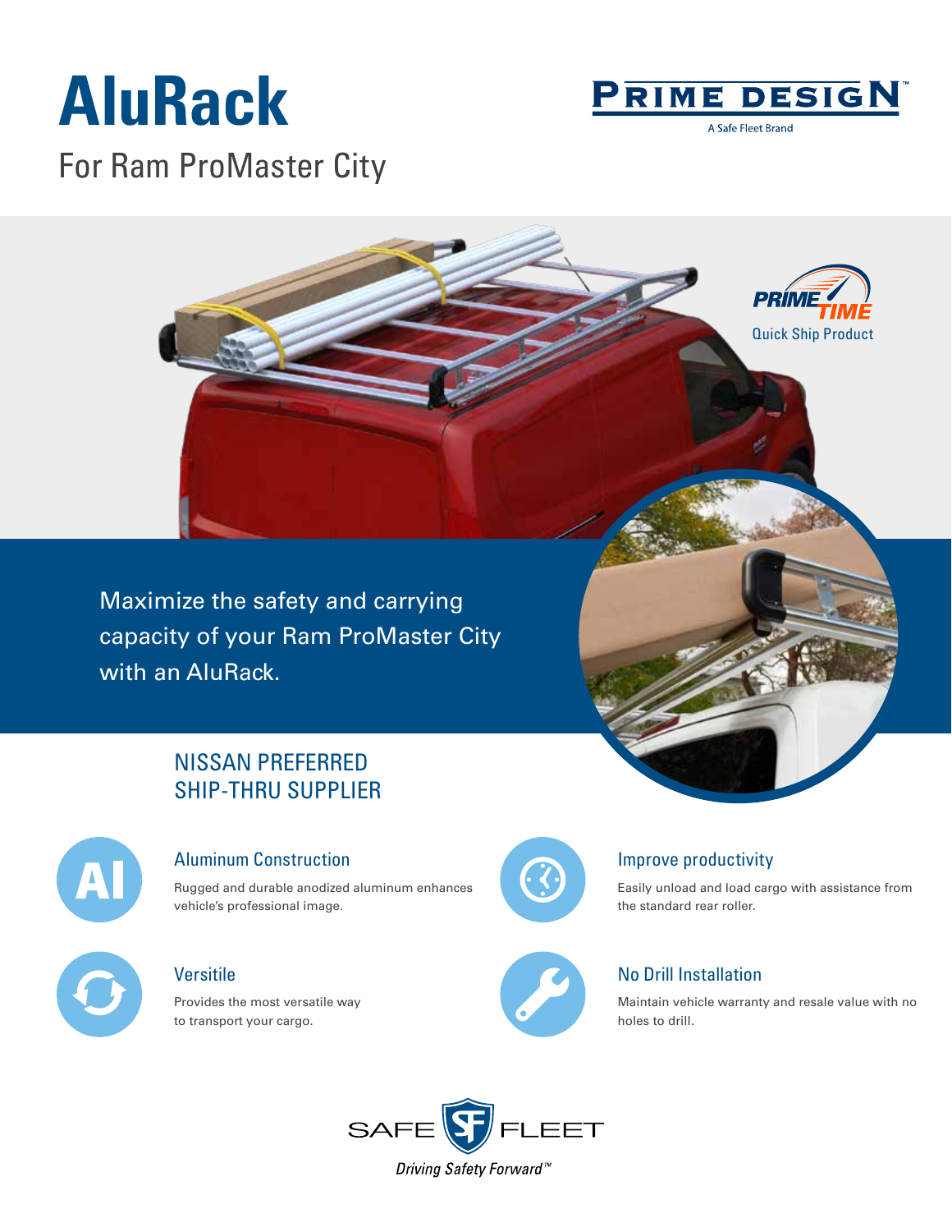# AluRack

## For Ram ProMaster City

PRIME DESIGN
A Safe Fleet Brand

PRIME TIME
Quick Ship Product

Maximize the safety and carrying capacity of your Ram ProMaster City with an AluRack.

## NISSAN PREFERRED SHIP-THRU SUPPLIER

### Aluminum Construction

Rugged and durable anodized aluminum enhances vehicle's professional image.

### Improve productivity

Easily unload and load cargo with assistance from the standard rear roller.

### Versitile

Provides the most versatile way to transport your cargo.

### No Drill Installation

Maintain vehicle warranty and resale value with no holes to drill.

SAFE FLEET
*Driving Safety Forward™*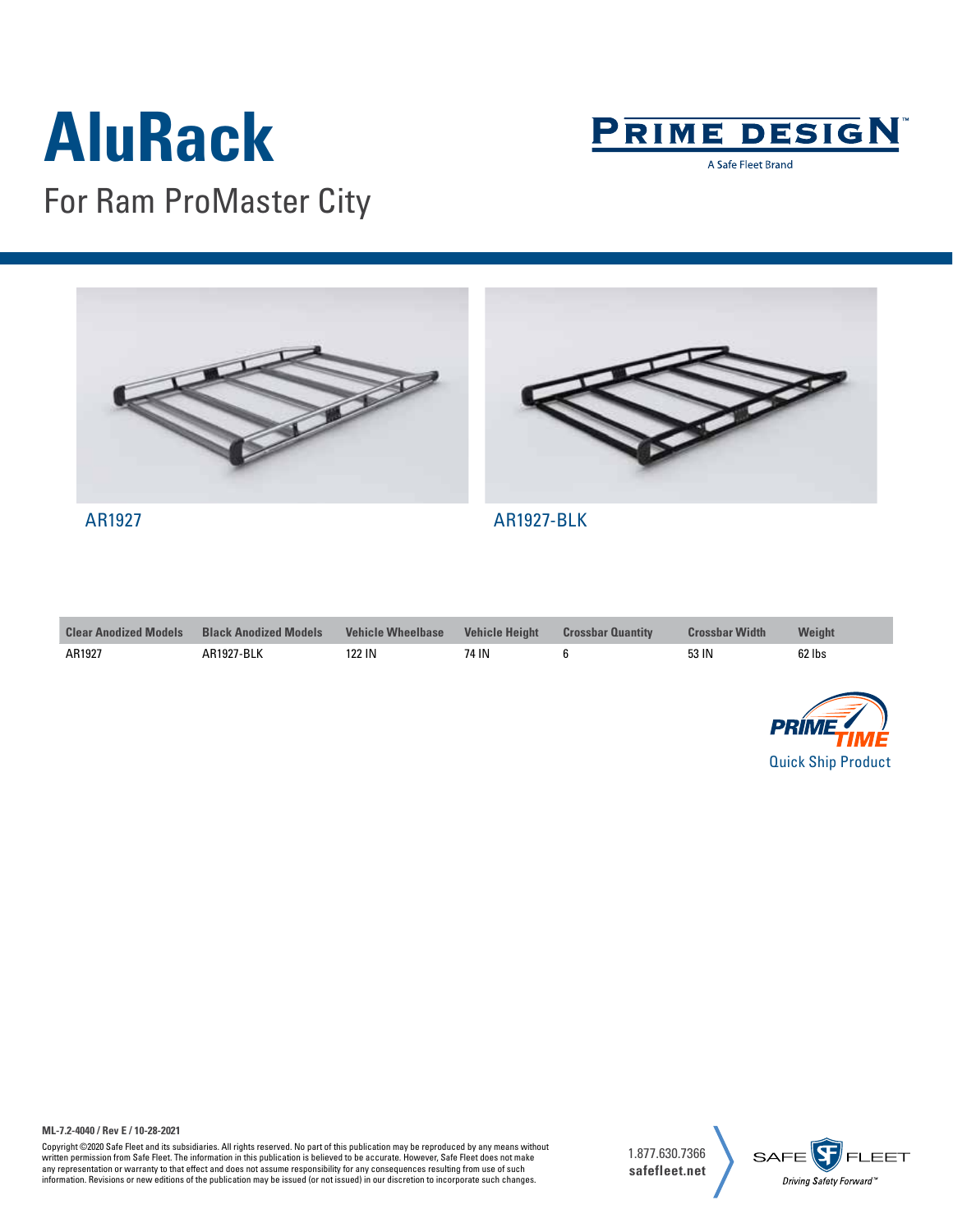# AluRack

## For Ram ProMaster City

PRIME DESIGN

A Safe Fleet Brand

AR1927

AR1927-BLK

| Clear Anodized Models | Black Anodized Models | Vehicle Wheelbase | Vehicle Height | Crossbar Quantity | Crossbar Width | Weight |
|---|---|---|---|---|---|---|
| AR1927 | AR1927-BLK | 122 IN | 74 IN | 6 | 53 IN | 62 lbs |

PRIME TIME

Quick Ship Product

ML-7.2-4040 / Rev E / 10-28-2021

Copyright ©2020 Safe Fleet and its subsidiaries. All rights reserved. No part of this publication may be reproduced by any means without written permission from Safe Fleet. The information in this publication is believed to be accurate. However, Safe Fleet does not make any representation or warranty to that effect and does not assume responsibility for any consequences resulting from use of such information. Revisions or new editions of the publication may be issued (or not issued) in our discretion to incorporate such changes.

1.877.630.7366
**safefleet.net**

SAFE FLEET
*Driving Safety Forward™*